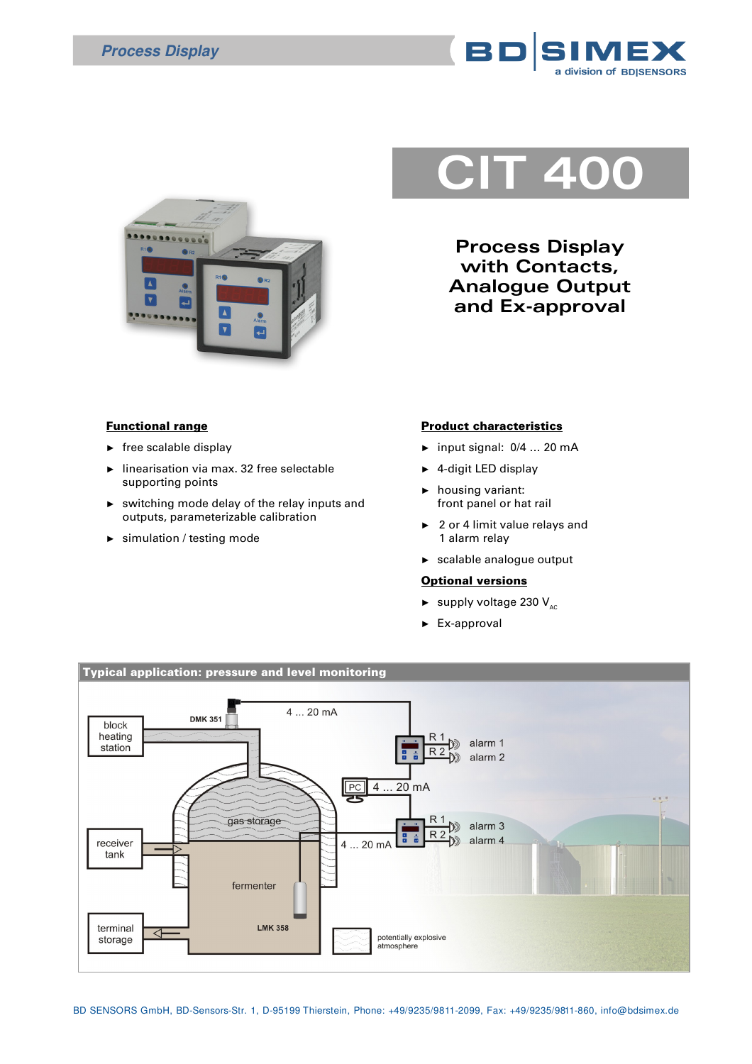# CIT 400

## Process Display with Contacts, Analogue Output and Ex-approval

### Functional range

- free scalable display
- linearisation via max. 32 free selectable supporting points
- switching mode delay of the relay inputs and outputs, parameterizable calibration
- simulation / testing mode

### Product characteristics

- input signal: 0/4 ... 20 mA
- 4-digit LED display
- housing variant: front panel or hat rail
- 2 or 4 limit value relays and 1 alarm relay
- scalable analogue output

### Optional versions

- supply voltage 230 $V_{AC}$
- Ex-approval

### Typical application: pressure and level monitoring

block heating station, DMK 351, 4 ... 20 mA, R 1, R 2, alarm 1, alarm 2, PC, 4 ... 20 mA, gas storage, R 1, R 2, alarm 3, alarm 4, receiver tank, 4 ... 20 mA, fermenter, LMK 358, terminal storage, potentially explosive atmosphere

BD SENSORS GmbH, BD-Sensors-Str. 1, D-95199 Thierstein, Phone: +49/9235/9811-2099, Fax: +49/9235/9811-860, info@bdsimex.de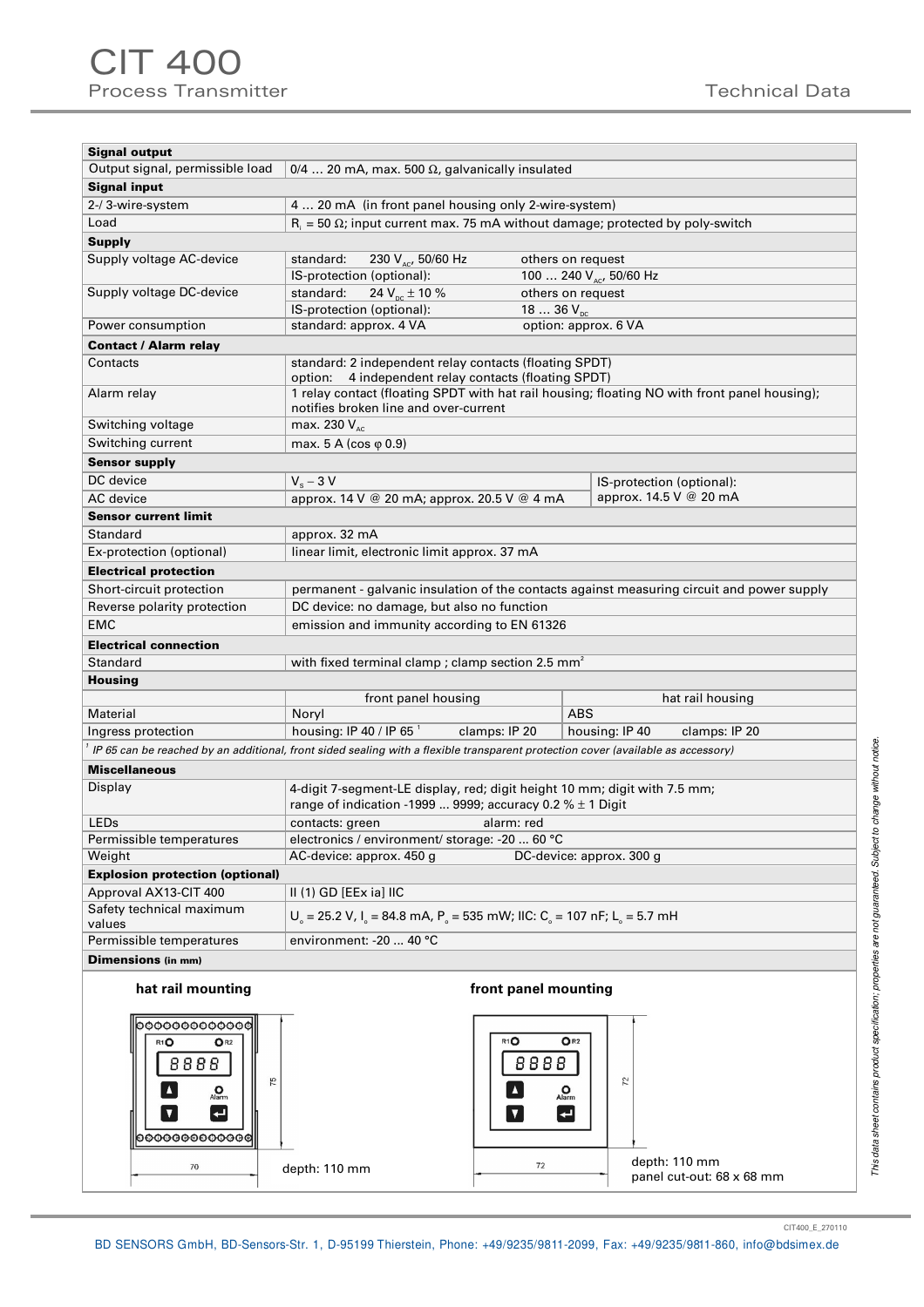# CIT 400

Process Transmitter

Technical Data

| | | | |
|---|---|---|---|
| **Signal output** | | | |
| Output signal, permissible load | 0/4 … 20 mA, max. 500 Ω, galvanically insulated | | |
| **Signal input** | | | |
| 2-/ 3-wire-system | 4 … 20 mA (in front panel housing only 2-wire-system) | | |
| Load | $R_i$ = 50 Ω; input current max. 75 mA without damage; protected by poly-switch | | |
| **Supply** | | | |
| Supply voltage AC-device | standard: 230 $V_{AC}$, 50/60 Hz | others on request | |
| | IS-protection (optional): | 100 … 240 $V_{AC}$, 50/60 Hz | |
| Supply voltage DC-device | standard: 24 $V_{DC}$ ± 10 % | others on request | |
| | IS-protection (optional): | 18 … 36 $V_{DC}$ | |
| Power consumption | standard: approx. 4 VA | option: approx. 6 VA | |
| **Contact / Alarm relay** | | | |
| Contacts | standard: 2 independent relay contacts (floating SPDT)<br>option: 4 independent relay contacts (floating SPDT) | | |
| Alarm relay | 1 relay contact (floating SPDT with hat rail housing; floating NO with front panel housing); notifies broken line and over-currrent | | |
| Switching voltage | max. 230 $V_{AC}$ | | |
| Switching current | max. 5 A (cos φ 0.9) | | |
| **Sensor supply** | | | |
| DC device | $V_S$ – 3 V | IS-protection (optional): | |
| AC device | approx. 14 V @ 20 mA; approx. 20.5 V @ 4 mA | approx. 14.5 V @ 20 mA | |
| **Sensor current limit** | | | |
| Standard | approx. 32 mA | | |
| Ex-protection (optional) | linear limit, electronic limit approx. 37 mA | | |
| **Electrical protection** | | | |
| Short-circuit protection | permanent - galvanic insulation of the contacts against measuring circuit and power supply | | |
| Reverse polarity protection | DC device: no damage, but also no function | | |
| EMC | emission and immunity according to EN 61326 | | |
| **Electrical connection** | | | |
| Standard | with fixed terminal clamp ; clamp section 2.5 mm² | | |
| **Housing** | | | |
| | front panel housing | hat rail housing | |
| Material | Noryl | ABS | |
| Ingress protection | housing: IP 40 / IP 65 [1] clamps: IP 20 | housing: IP 40 clamps: IP 20 | |
| [1] *IP 65 can be reached by an additional, front sided sealing with a flexible transparent protection cover (available as accessory)* | | | |
| **Miscellaneous** | | | |
| Display | 4-digit 7-segment-LE display, red; digit height 10 mm; digit with 7.5 mm; range of indication -1999 … 9999; accuracy 0.2 % ± 1 Digit | | |
| LEDs | contacts: green | alarm: red | |
| Permissible temperatures | electronics / environment/ storage: -20 … 60 °C | | |
| Weight | AC-device: approx. 450 g | DC-device: approx. 300 g | |
| **Explosion protection (optional)** | | | |
| Approval AX13-CIT 400 | II (1) GD [EEx ia] IIC | | |
| Safety technical maximum values | $U_o$ = 25.2 V, $I_o$ = 84.8 mA, $P_o$ = 535 mW; IIC: $C_o$ = 107 nF; $L_o$ = 5.7 mH | | |
| Permissible temperatures | environment: -20 … 40 °C | | |
| **Dimensions** (in mm) | | | |

**hat rail mounting**

R1 R2
8888
Alarm
75
70
depth: 110 mm

**front panel mounting**

R1 R2
8888
Alarm
72
72
depth: 110 mm
panel cut-out: 68 x 68 mm

*This data sheet contains product specification; properties are not guaranteed. Subject to change without notice.*

CIT400_E_270110

BD SENSORS GmbH, BD-Sensors-Str. 1, D-95199 Thierstein, Phone: +49/9235/9811-2099, Fax: +49/9235/9811-860, info@bdsimex.de